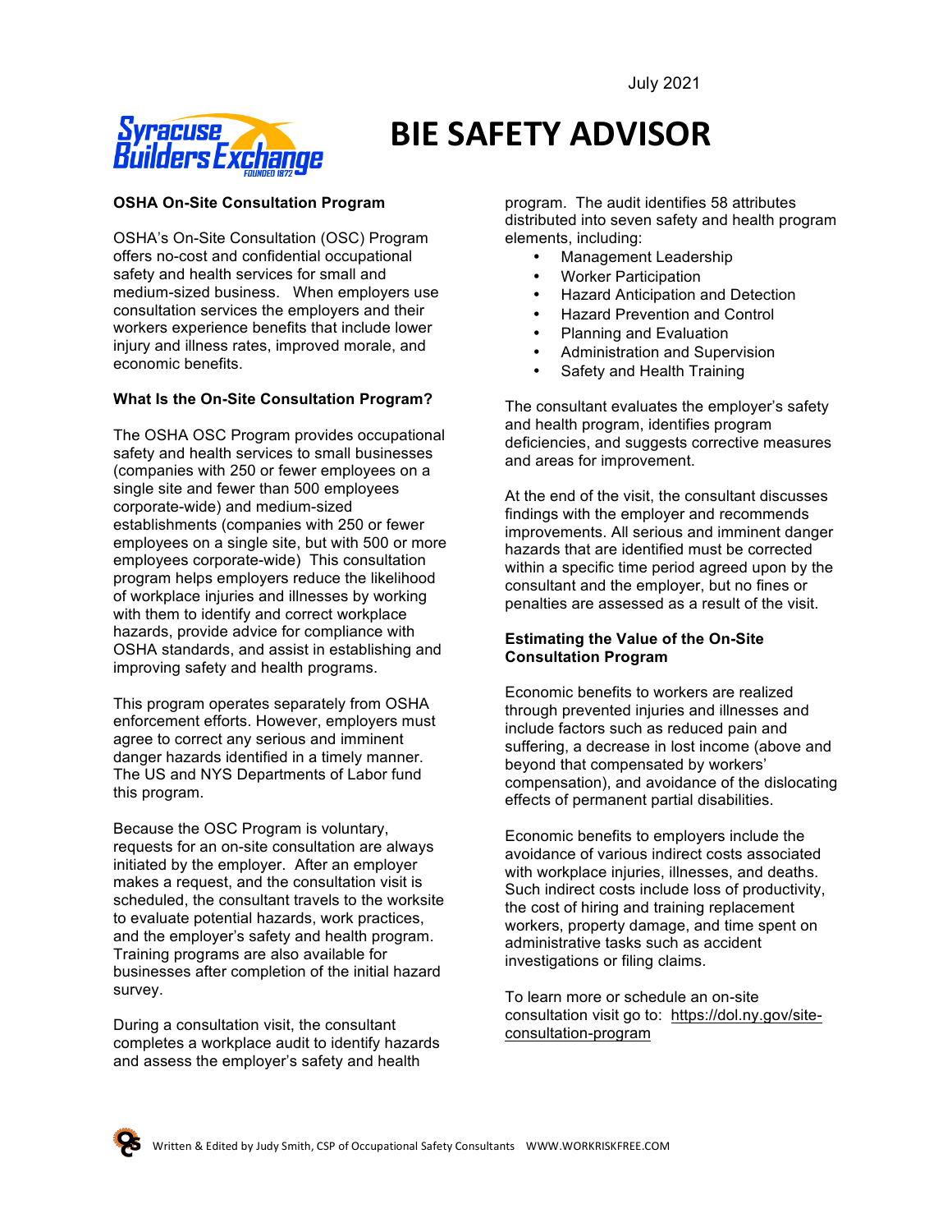July 2021

# BIE SAFETY ADVISOR

**OSHA On-Site Consultation Program**

OSHA's On-Site Consultation (OSC) Program offers no-cost and confidential occupational safety and health services for small and medium-sized business. When employers use consultation services the employers and their workers experience benefits that include lower injury and illness rates, improved morale, and economic benefits.

**What Is the On-Site Consultation Program?**

The OSHA OSC Program provides occupational safety and health services to small businesses (companies with 250 or fewer employees on a single site and fewer than 500 employees corporate-wide) and medium-sized establishments (companies with 250 or fewer employees on a single site, but with 500 or more employees corporate-wide) This consultation program helps employers reduce the likelihood of workplace injuries and illnesses by working with them to identify and correct workplace hazards, provide advice for compliance with OSHA standards, and assist in establishing and improving safety and health programs.

This program operates separately from OSHA enforcement efforts. However, employers must agree to correct any serious and imminent danger hazards identified in a timely manner. The US and NYS Departments of Labor fund this program.

Because the OSC Program is voluntary, requests for an on-site consultation are always initiated by the employer. After an employer makes a request, and the consultation visit is scheduled, the consultant travels to the worksite to evaluate potential hazards, work practices, and the employer's safety and health program. Training programs are also available for businesses after completion of the initial hazard survey.

During a consultation visit, the consultant completes a workplace audit to identify hazards and assess the employer's safety and health program. The audit identifies 58 attributes distributed into seven safety and health program elements, including:

- Management Leadership
- Worker Participation
- Hazard Anticipation and Detection
- Hazard Prevention and Control
- Planning and Evaluation
- Administration and Supervision
- Safety and Health Training

The consultant evaluates the employer's safety and health program, identifies program deficiencies, and suggests corrective measures and areas for improvement.

At the end of the visit, the consultant discusses findings with the employer and recommends improvements. All serious and imminent danger hazards that are identified must be corrected within a specific time period agreed upon by the consultant and the employer, but no fines or penalties are assessed as a result of the visit.

**Estimating the Value of the On-Site Consultation Program**

Economic benefits to workers are realized through prevented injuries and illnesses and include factors such as reduced pain and suffering, a decrease in lost income (above and beyond that compensated by workers' compensation), and avoidance of the dislocating effects of permanent partial disabilities.

Economic benefits to employers include the avoidance of various indirect costs associated with workplace injuries, illnesses, and deaths. Such indirect costs include loss of productivity, the cost of hiring and training replacement workers, property damage, and time spent on administrative tasks such as accident investigations or filing claims.

To learn more or schedule an on-site consultation visit go to: https://dol.ny.gov/site-consultation-program

Written & Edited by Judy Smith, CSP of Occupational Safety Consultants WWW.WORKRISKFREE.COM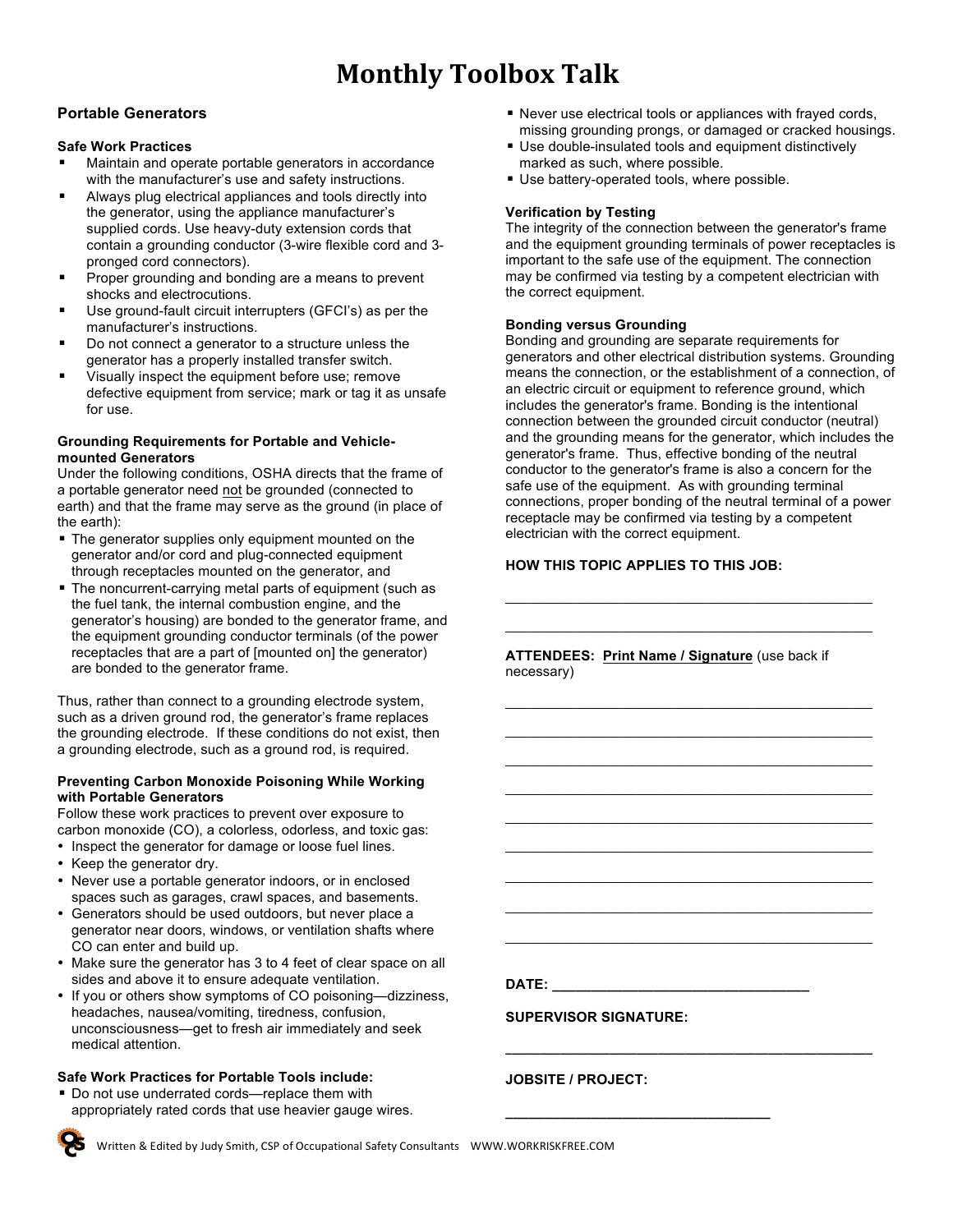# Monthly Toolbox Talk

## Portable Generators

### Safe Work Practices

- Maintain and operate portable generators in accordance with the manufacturer's use and safety instructions.
- Always plug electrical appliances and tools directly into the generator, using the appliance manufacturer's supplied cords. Use heavy-duty extension cords that contain a grounding conductor (3-wire flexible cord and 3-pronged cord connectors).
- Proper grounding and bonding are a means to prevent shocks and electrocutions.
- Use ground-fault circuit interrupters (GFCI's) as per the manufacturer's instructions.
- Do not connect a generator to a structure unless the generator has a properly installed transfer switch.
- Visually inspect the equipment before use; remove defective equipment from service; mark or tag it as unsafe for use.

### Grounding Requirements for Portable and Vehicle-mounted Generators

Under the following conditions, OSHA directs that the frame of a portable generator need not be grounded (connected to earth) and that the frame may serve as the ground (in place of the earth):

- The generator supplies only equipment mounted on the generator and/or cord and plug-connected equipment through receptacles mounted on the generator, and
- The noncurrent-carrying metal parts of equipment (such as the fuel tank, the internal combustion engine, and the generator's housing) are bonded to the generator frame, and the equipment grounding conductor terminals (of the power receptacles that are a part of [mounted on] the generator) are bonded to the generator frame.

Thus, rather than connect to a grounding electrode system, such as a driven ground rod, the generator's frame replaces the grounding electrode. If these conditions do not exist, then a grounding electrode, such as a ground rod, is required.

### Preventing Carbon Monoxide Poisoning While Working with Portable Generators

Follow these work practices to prevent over exposure to carbon monoxide (CO), a colorless, odorless, and toxic gas:

- Inspect the generator for damage or loose fuel lines.
- Keep the generator dry.
- Never use a portable generator indoors, or in enclosed spaces such as garages, crawl spaces, and basements.
- Generators should be used outdoors, but never place a generator near doors, windows, or ventilation shafts where CO can enter and build up.
- Make sure the generator has 3 to 4 feet of clear space on all sides and above it to ensure adequate ventilation.
- If you or others show symptoms of CO poisoning—dizziness, headaches, nausea/vomiting, tiredness, confusion, unconsciousness—get to fresh air immediately and seek medical attention.

### Safe Work Practices for Portable Tools include:

- Do not use underrated cords—replace them with appropriately rated cords that use heavier gauge wires.
- Never use electrical tools or appliances with frayed cords, missing grounding prongs, or damaged or cracked housings.
- Use double-insulated tools and equipment distinctively marked as such, where possible.
- Use battery-operated tools, where possible.

### Verification by Testing

The integrity of the connection between the generator's frame and the equipment grounding terminals of power receptacles is important to the safe use of the equipment. The connection may be confirmed via testing by a competent electrician with the correct equipment.

### Bonding versus Grounding

Bonding and grounding are separate requirements for generators and other electrical distribution systems. Grounding means the connection, or the establishment of a connection, of an electric circuit or equipment to reference ground, which includes the generator's frame. Bonding is the intentional connection between the grounded circuit conductor (neutral) and the grounding means for the generator, which includes the generator's frame. Thus, effective bonding of the neutral conductor to the generator's frame is also a concern for the safe use of the equipment. As with grounding terminal connections, proper bonding of the neutral terminal of a power receptacle may be confirmed via testing by a competent electrician with the correct equipment.

**HOW THIS TOPIC APPLIES TO THIS JOB:**

\_\_\_\_\_\_\_\_\_\_\_\_\_\_\_\_\_\_\_\_\_\_\_\_\_\_\_\_\_\_\_\_\_\_\_\_\_\_\_\_\_\_\_\_

\_\_\_\_\_\_\_\_\_\_\_\_\_\_\_\_\_\_\_\_\_\_\_\_\_\_\_\_\_\_\_\_\_\_\_\_\_\_\_\_\_\_\_\_

**ATTENDEES: <u>Print Name / Signature</u>** (use back if necessary)

\_\_\_\_\_\_\_\_\_\_\_\_\_\_\_\_\_\_\_\_\_\_\_\_\_\_\_\_\_\_\_\_\_\_\_\_\_\_\_\_\_\_\_\_

\_\_\_\_\_\_\_\_\_\_\_\_\_\_\_\_\_\_\_\_\_\_\_\_\_\_\_\_\_\_\_\_\_\_\_\_\_\_\_\_\_\_\_\_

\_\_\_\_\_\_\_\_\_\_\_\_\_\_\_\_\_\_\_\_\_\_\_\_\_\_\_\_\_\_\_\_\_\_\_\_\_\_\_\_\_\_\_\_

\_\_\_\_\_\_\_\_\_\_\_\_\_\_\_\_\_\_\_\_\_\_\_\_\_\_\_\_\_\_\_\_\_\_\_\_\_\_\_\_\_\_\_\_

\_\_\_\_\_\_\_\_\_\_\_\_\_\_\_\_\_\_\_\_\_\_\_\_\_\_\_\_\_\_\_\_\_\_\_\_\_\_\_\_\_\_\_\_

\_\_\_\_\_\_\_\_\_\_\_\_\_\_\_\_\_\_\_\_\_\_\_\_\_\_\_\_\_\_\_\_\_\_\_\_\_\_\_\_\_\_\_\_

\_\_\_\_\_\_\_\_\_\_\_\_\_\_\_\_\_\_\_\_\_\_\_\_\_\_\_\_\_\_\_\_\_\_\_\_\_\_\_\_\_\_\_\_

\_\_\_\_\_\_\_\_\_\_\_\_\_\_\_\_\_\_\_\_\_\_\_\_\_\_\_\_\_\_\_\_\_\_\_\_\_\_\_\_\_\_\_\_

\_\_\_\_\_\_\_\_\_\_\_\_\_\_\_\_\_\_\_\_\_\_\_\_\_\_\_\_\_\_\_\_\_\_\_\_\_\_\_\_\_\_\_\_

**DATE:** \_\_\_\_\_\_\_\_\_\_\_\_\_\_\_\_\_\_\_\_\_\_\_\_\_\_\_\_\_\_\_\_

**SUPERVISOR SIGNATURE:**

\_\_\_\_\_\_\_\_\_\_\_\_\_\_\_\_\_\_\_\_\_\_\_\_\_\_\_\_\_\_\_\_\_\_\_\_\_\_\_\_\_\_\_\_

**JOBSITE / PROJECT:**

\_\_\_\_\_\_\_\_\_\_\_\_\_\_\_\_\_\_\_\_\_\_\_\_\_\_\_\_\_\_\_\_

Written & Edited by Judy Smith, CSP of Occupational Safety Consultants WWW.WORKRISKFREE.COM